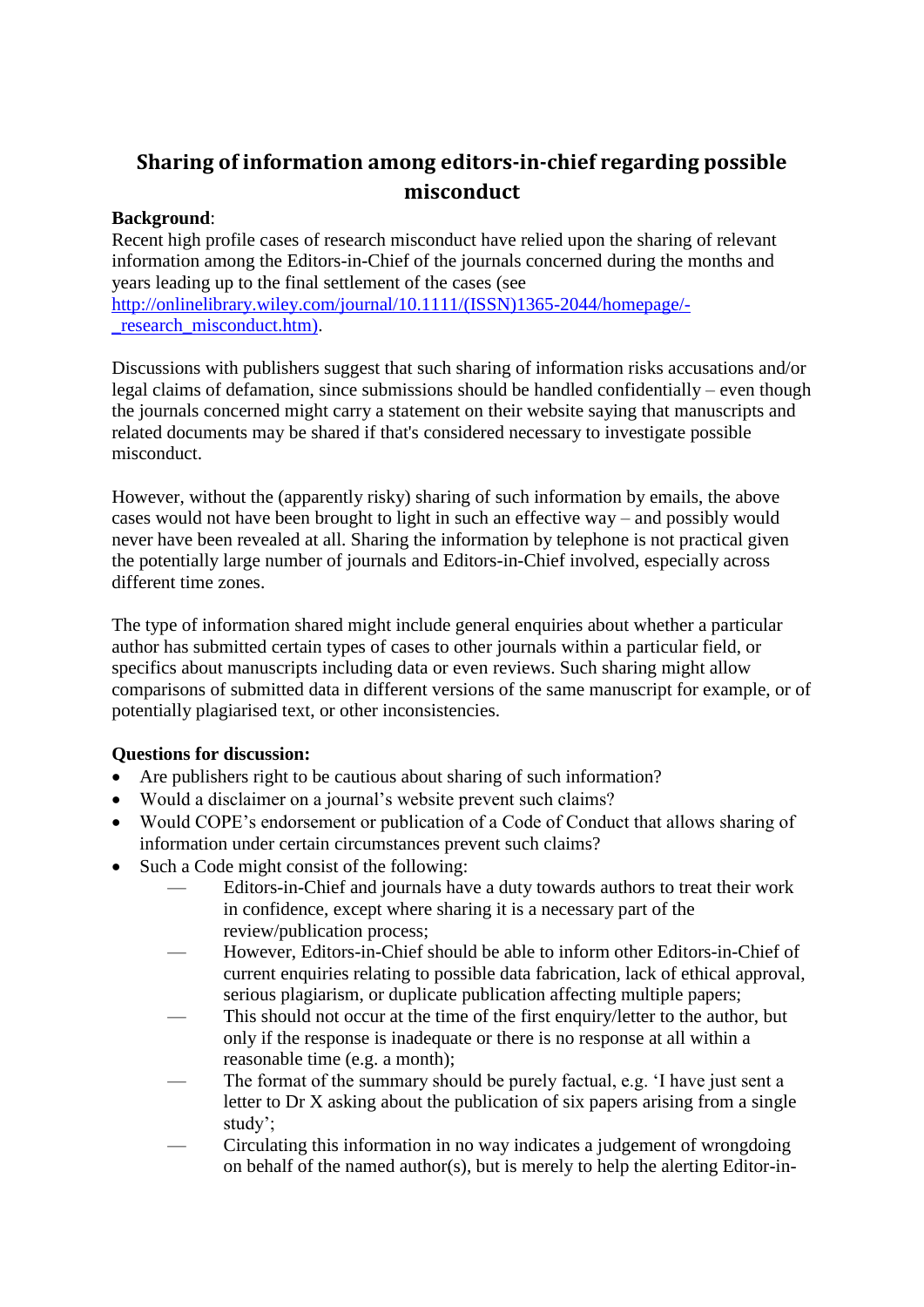# Sharing of information among editors-in-chief regarding possible misconduct

**Background**:
Recent high profile cases of research misconduct have relied upon the sharing of relevant information among the Editors-in-Chief of the journals concerned during the months and years leading up to the final settlement of the cases (see [http://onlinelibrary.wiley.com/journal/10.1111/(ISSN)1365-2044/homepage/-_research_misconduct.htm](http://onlinelibrary.wiley.com/journal/10.1111/(ISSN)1365-2044/homepage/-_research_misconduct.htm)).

Discussions with publishers suggest that such sharing of information risks accusations and/or legal claims of defamation, since submissions should be handled confidentially – even though the journals concerned might carry a statement on their website saying that manuscripts and related documents may be shared if that's considered necessary to investigate possible misconduct.

However, without the (apparently risky) sharing of such information by emails, the above cases would not have been brought to light in such an effective way – and possibly would never have been revealed at all. Sharing the information by telephone is not practical given the potentially large number of journals and Editors-in-Chief involved, especially across different time zones.

The type of information shared might include general enquiries about whether a particular author has submitted certain types of cases to other journals within a particular field, or specifics about manuscripts including data or even reviews. Such sharing might allow comparisons of submitted data in different versions of the same manuscript for example, or of potentially plagiarised text, or other inconsistencies.

**Questions for discussion:**

- Are publishers right to be cautious about sharing of such information?
- Would a disclaimer on a journal's website prevent such claims?
- Would COPE's endorsement or publication of a Code of Conduct that allows sharing of information under certain circumstances prevent such claims?
- Such a Code might consist of the following:
    - Editors-in-Chief and journals have a duty towards authors to treat their work in confidence, except where sharing it is a necessary part of the review/publication process;
    - However, Editors-in-Chief should be able to inform other Editors-in-Chief of current enquiries relating to possible data fabrication, lack of ethical approval, serious plagiarism, or duplicate publication affecting multiple papers;
    - This should not occur at the time of the first enquiry/letter to the author, but only if the response is inadequate or there is no response at all within a reasonable time (e.g. a month);
    - The format of the summary should be purely factual, e.g. 'I have just sent a letter to Dr X asking about the publication of six papers arising from a single study';
    - Circulating this information in no way indicates a judgement of wrongdoing on behalf of the named author(s), but is merely to help the alerting Editor-in-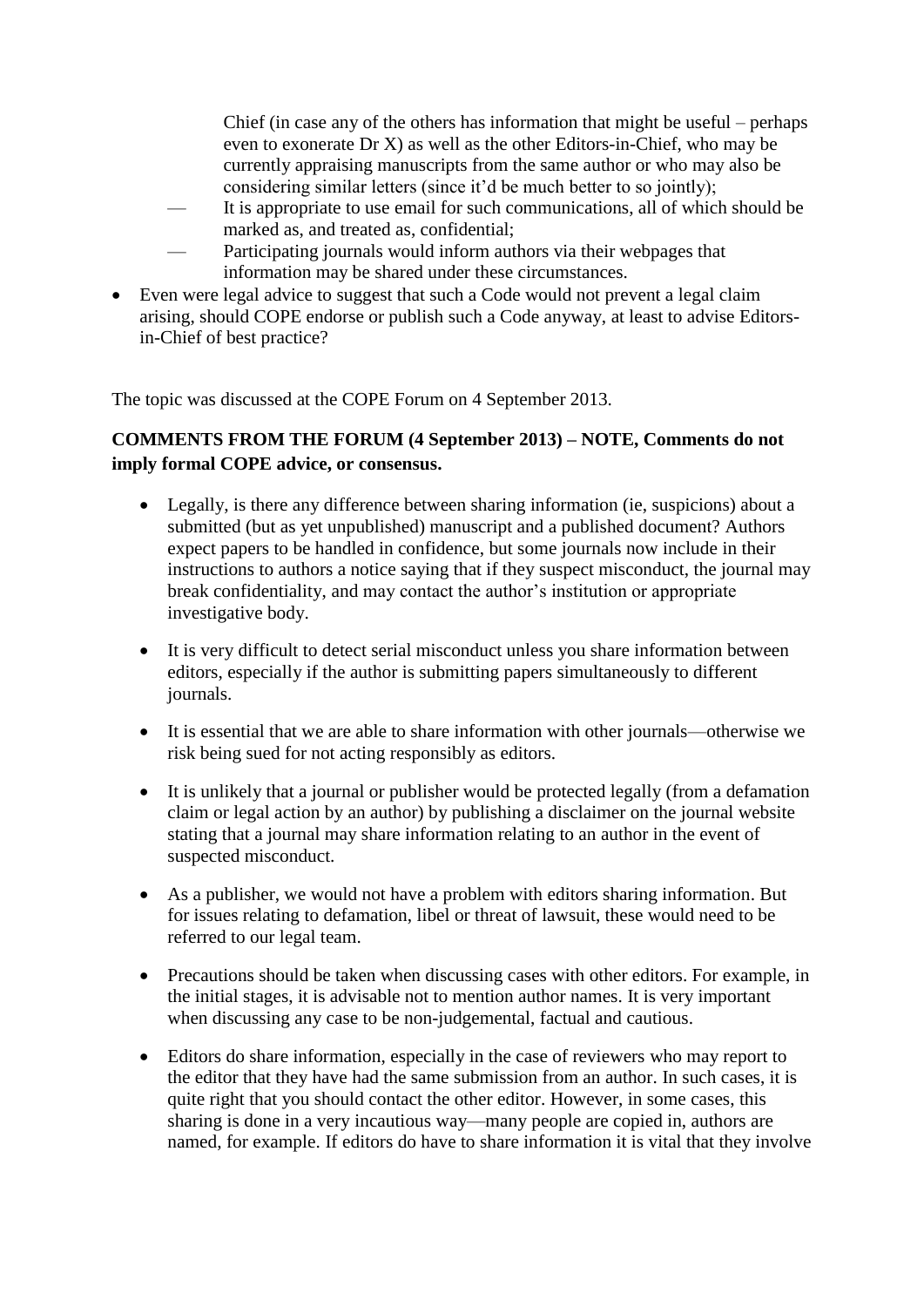Chief (in case any of the others has information that might be useful – perhaps even to exonerate Dr X) as well as the other Editors-in-Chief, who may be currently appraising manuscripts from the same author or who may also be considering similar letters (since it'd be much better to so jointly);

— It is appropriate to use email for such communications, all of which should be marked as, and treated as, confidential;

— Participating journals would inform authors via their webpages that information may be shared under these circumstances.

- Even were legal advice to suggest that such a Code would not prevent a legal claim arising, should COPE endorse or publish such a Code anyway, at least to advise Editors-in-Chief of best practice?

The topic was discussed at the COPE Forum on 4 September 2013.

**COMMENTS FROM THE FORUM (4 September 2013) – NOTE, Comments do not imply formal COPE advice, or consensus.**

- Legally, is there any difference between sharing information (ie, suspicions) about a submitted (but as yet unpublished) manuscript and a published document? Authors expect papers to be handled in confidence, but some journals now include in their instructions to authors a notice saying that if they suspect misconduct, the journal may break confidentiality, and may contact the author's institution or appropriate investigative body.

- It is very difficult to detect serial misconduct unless you share information between editors, especially if the author is submitting papers simultaneously to different journals.

- It is essential that we are able to share information with other journals—otherwise we risk being sued for not acting responsibly as editors.

- It is unlikely that a journal or publisher would be protected legally (from a defamation claim or legal action by an author) by publishing a disclaimer on the journal website stating that a journal may share information relating to an author in the event of suspected misconduct.

- As a publisher, we would not have a problem with editors sharing information. But for issues relating to defamation, libel or threat of lawsuit, these would need to be referred to our legal team.

- Precautions should be taken when discussing cases with other editors. For example, in the initial stages, it is advisable not to mention author names. It is very important when discussing any case to be non-judgemental, factual and cautious.

- Editors do share information, especially in the case of reviewers who may report to the editor that they have had the same submission from an author. In such cases, it is quite right that you should contact the other editor. However, in some cases, this sharing is done in a very incautious way—many people are copied in, authors are named, for example. If editors do have to share information it is vital that they involve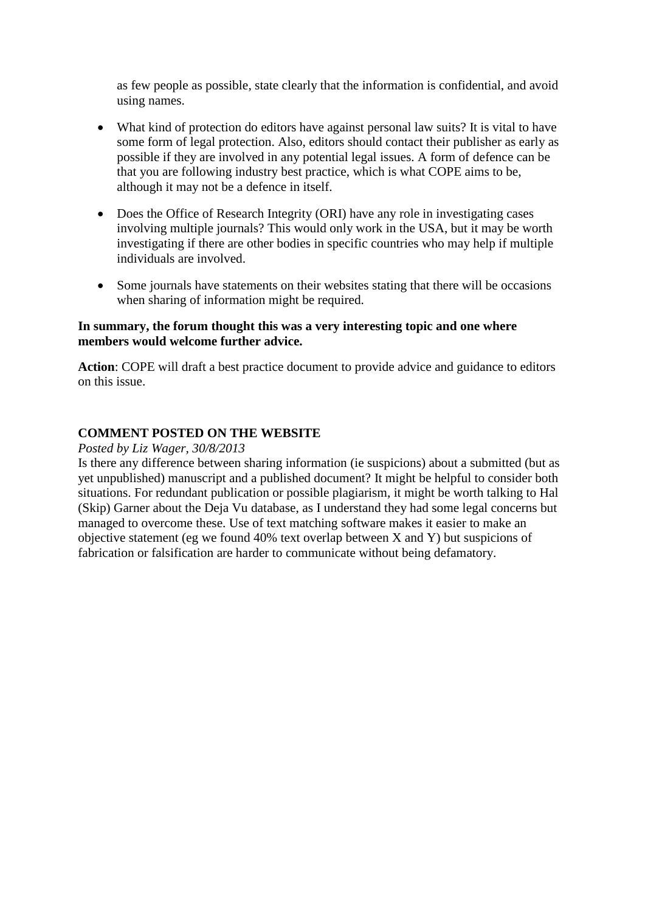as few people as possible, state clearly that the information is confidential, and avoid using names.

- What kind of protection do editors have against personal law suits? It is vital to have some form of legal protection. Also, editors should contact their publisher as early as possible if they are involved in any potential legal issues. A form of defence can be that you are following industry best practice, which is what COPE aims to be, although it may not be a defence in itself.
- Does the Office of Research Integrity (ORI) have any role in investigating cases involving multiple journals? This would only work in the USA, but it may be worth investigating if there are other bodies in specific countries who may help if multiple individuals are involved.
- Some journals have statements on their websites stating that there will be occasions when sharing of information might be required.

**In summary, the forum thought this was a very interesting topic and one where members would welcome further advice.**

**Action**: COPE will draft a best practice document to provide advice and guidance to editors on this issue.

**COMMENT POSTED ON THE WEBSITE**

*Posted by Liz Wager, 30/8/2013*

Is there any difference between sharing information (ie suspicions) about a submitted (but as yet unpublished) manuscript and a published document? It might be helpful to consider both situations. For redundant publication or possible plagiarism, it might be worth talking to Hal (Skip) Garner about the Deja Vu database, as I understand they had some legal concerns but managed to overcome these. Use of text matching software makes it easier to make an objective statement (eg we found 40% text overlap between X and Y) but suspicions of fabrication or falsification are harder to communicate without being defamatory.